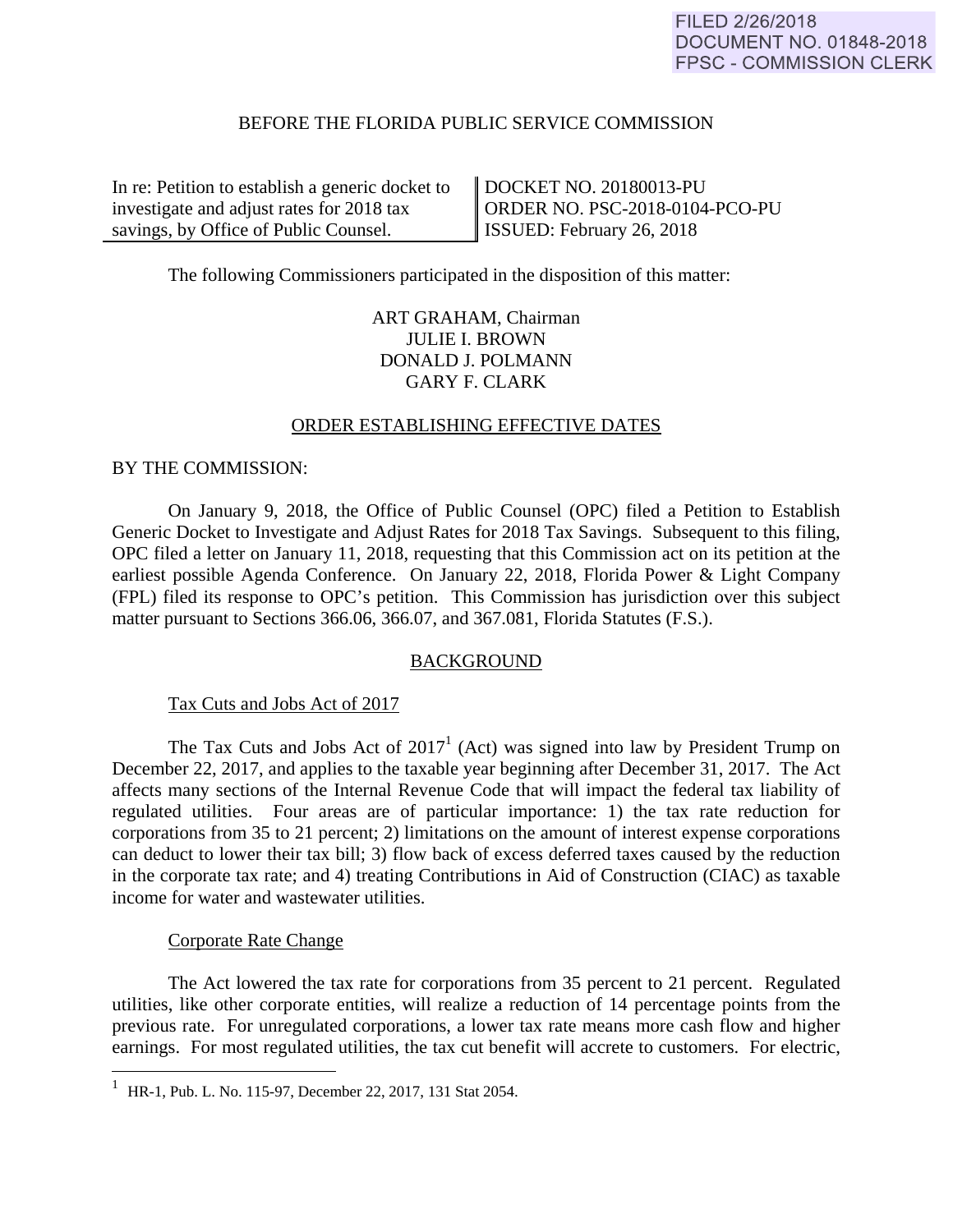FILED 2/26/2018
DOCUMENT NO. 01848-2018
FPSC - COMMISSION CLERK

BEFORE THE FLORIDA PUBLIC SERVICE COMMISSION

| In re: Petition to establish a generic docket to investigate and adjust rates for 2018 tax savings, by Office of Public Counsel. | DOCKET NO. 20180013-PU<br>ORDER NO. PSC-2018-0104-PCO-PU<br>ISSUED: February 26, 2018 |
|---|---|

The following Commissioners participated in the disposition of this matter:

ART GRAHAM, Chairman
JULIE I. BROWN
DONALD J. POLMANN
GARY F. CLARK

## ORDER ESTABLISHING EFFECTIVE DATES

BY THE COMMISSION:

On January 9, 2018, the Office of Public Counsel (OPC) filed a Petition to Establish Generic Docket to Investigate and Adjust Rates for 2018 Tax Savings. Subsequent to this filing, OPC filed a letter on January 11, 2018, requesting that this Commission act on its petition at the earliest possible Agenda Conference. On January 22, 2018, Florida Power & Light Company (FPL) filed its response to OPC's petition. This Commission has jurisdiction over this subject matter pursuant to Sections 366.06, 366.07, and 367.081, Florida Statutes (F.S.).

## BACKGROUND

### Tax Cuts and Jobs Act of 2017

The Tax Cuts and Jobs Act of 2017[1] (Act) was signed into law by President Trump on December 22, 2017, and applies to the taxable year beginning after December 31, 2017. The Act affects many sections of the Internal Revenue Code that will impact the federal tax liability of regulated utilities. Four areas are of particular importance: 1) the tax rate reduction for corporations from 35 to 21 percent; 2) limitations on the amount of interest expense corporations can deduct to lower their tax bill; 3) flow back of excess deferred taxes caused by the reduction in the corporate tax rate; and 4) treating Contributions in Aid of Construction (CIAC) as taxable income for water and wastewater utilities.

### Corporate Rate Change

The Act lowered the tax rate for corporations from 35 percent to 21 percent. Regulated utilities, like other corporate entities, will realize a reduction of 14 percentage points from the previous rate. For unregulated corporations, a lower tax rate means more cash flow and higher earnings. For most regulated utilities, the tax cut benefit will accrete to customers. For electric,

[1] HR-1, Pub. L. No. 115-97, December 22, 2017, 131 Stat 2054.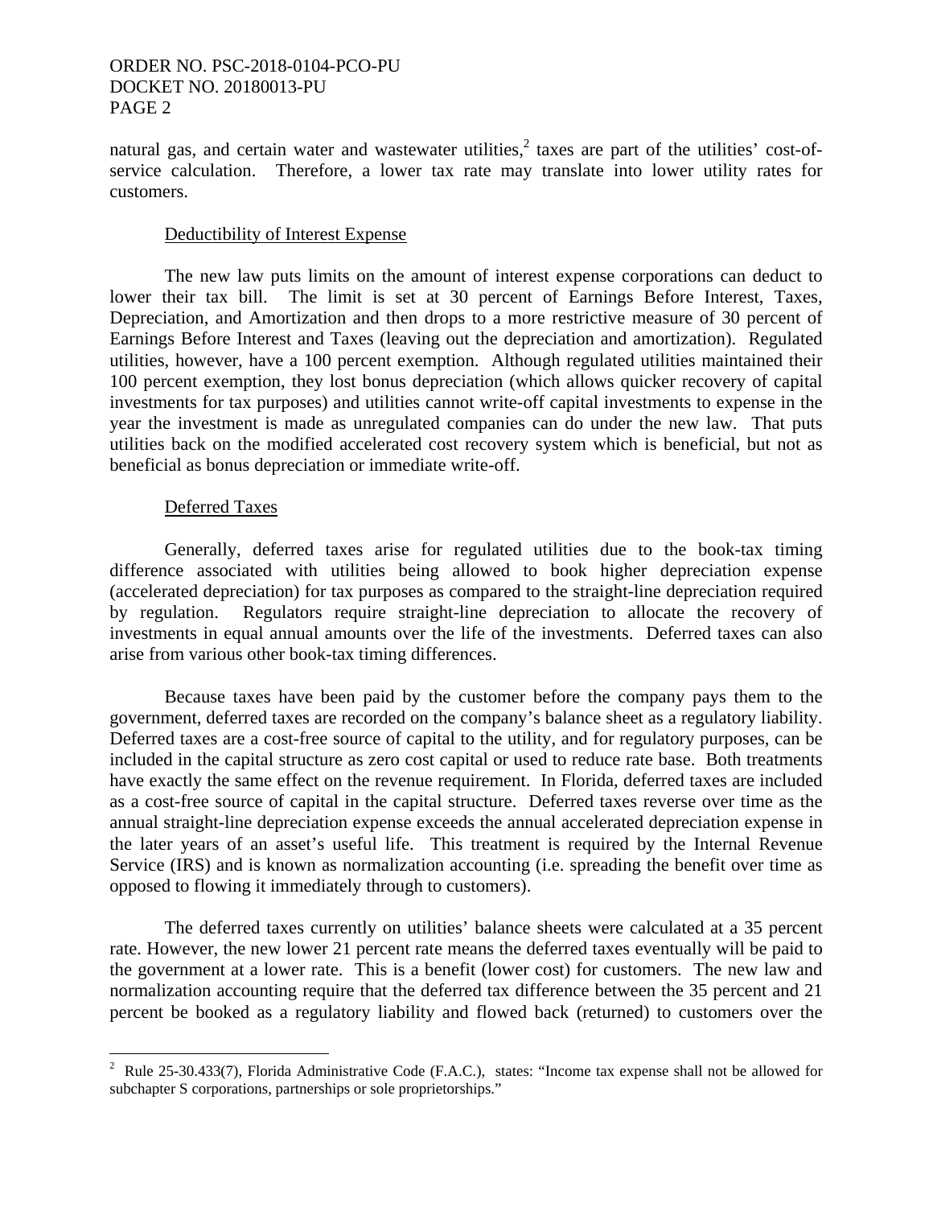natural gas, and certain water and wastewater utilities,[2] taxes are part of the utilities' cost-of-service calculation. Therefore, a lower tax rate may translate into lower utility rates for customers.

## Deductibility of Interest Expense

The new law puts limits on the amount of interest expense corporations can deduct to lower their tax bill. The limit is set at 30 percent of Earnings Before Interest, Taxes, Depreciation, and Amortization and then drops to a more restrictive measure of 30 percent of Earnings Before Interest and Taxes (leaving out the depreciation and amortization). Regulated utilities, however, have a 100 percent exemption. Although regulated utilities maintained their 100 percent exemption, they lost bonus depreciation (which allows quicker recovery of capital investments for tax purposes) and utilities cannot write-off capital investments to expense in the year the investment is made as unregulated companies can do under the new law. That puts utilities back on the modified accelerated cost recovery system which is beneficial, but not as beneficial as bonus depreciation or immediate write-off.

## Deferred Taxes

Generally, deferred taxes arise for regulated utilities due to the book-tax timing difference associated with utilities being allowed to book higher depreciation expense (accelerated depreciation) for tax purposes as compared to the straight-line depreciation required by regulation. Regulators require straight-line depreciation to allocate the recovery of investments in equal annual amounts over the life of the investments. Deferred taxes can also arise from various other book-tax timing differences.

Because taxes have been paid by the customer before the company pays them to the government, deferred taxes are recorded on the company's balance sheet as a regulatory liability. Deferred taxes are a cost-free source of capital to the utility, and for regulatory purposes, can be included in the capital structure as zero cost capital or used to reduce rate base. Both treatments have exactly the same effect on the revenue requirement. In Florida, deferred taxes are included as a cost-free source of capital in the capital structure. Deferred taxes reverse over time as the annual straight-line depreciation expense exceeds the annual accelerated depreciation expense in the later years of an asset's useful life. This treatment is required by the Internal Revenue Service (IRS) and is known as normalization accounting (i.e. spreading the benefit over time as opposed to flowing it immediately through to customers).

The deferred taxes currently on utilities' balance sheets were calculated at a 35 percent rate. However, the new lower 21 percent rate means the deferred taxes eventually will be paid to the government at a lower rate. This is a benefit (lower cost) for customers. The new law and normalization accounting require that the deferred tax difference between the 35 percent and 21 percent be booked as a regulatory liability and flowed back (returned) to customers over the

---

[2] Rule 25-30.433(7), Florida Administrative Code (F.A.C.), states: "Income tax expense shall not be allowed for subchapter S corporations, partnerships or sole proprietorships."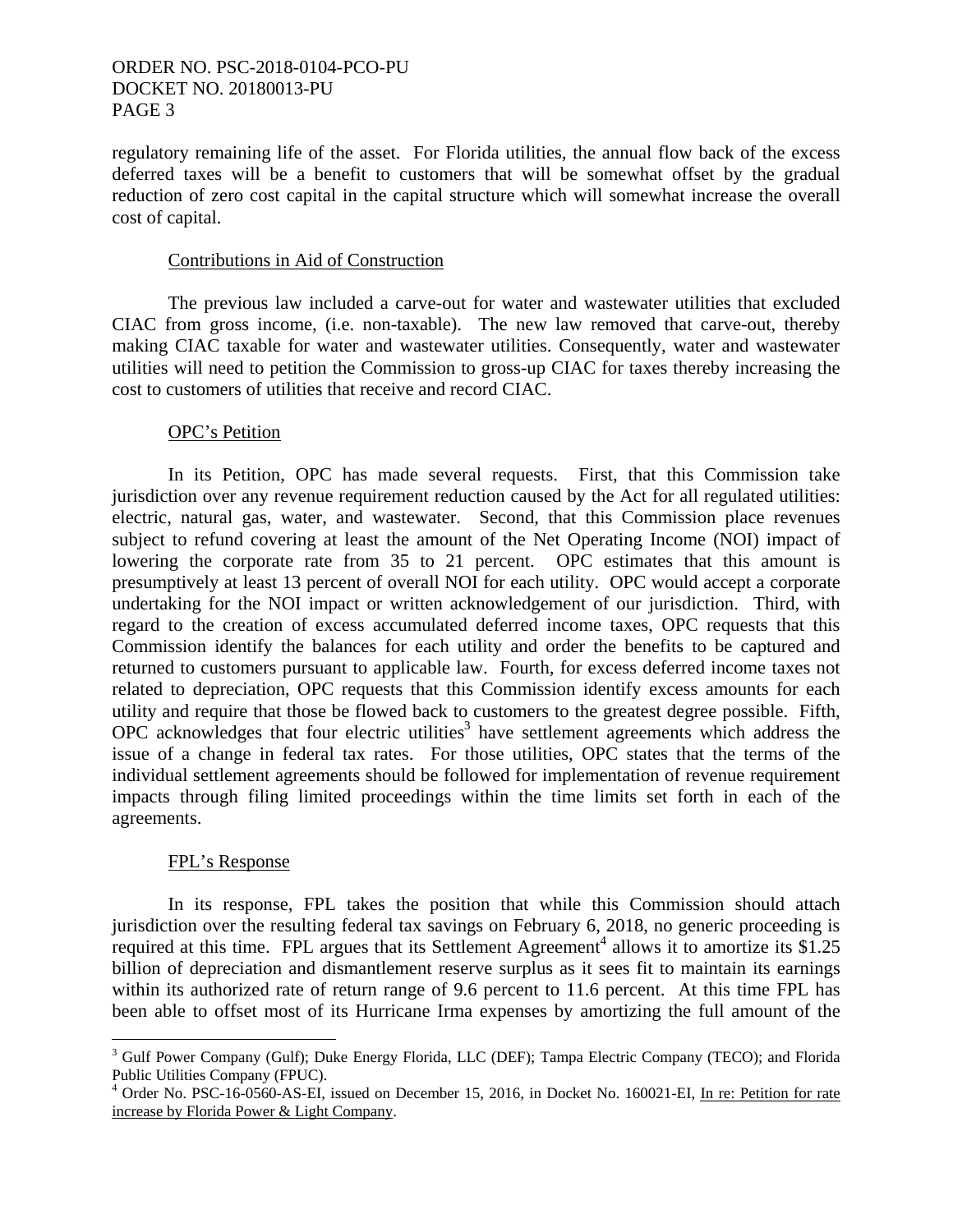regulatory remaining life of the asset. For Florida utilities, the annual flow back of the excess deferred taxes will be a benefit to customers that will be somewhat offset by the gradual reduction of zero cost capital in the capital structure which will somewhat increase the overall cost of capital.

Contributions in Aid of Construction

The previous law included a carve-out for water and wastewater utilities that excluded CIAC from gross income, (i.e. non-taxable). The new law removed that carve-out, thereby making CIAC taxable for water and wastewater utilities. Consequently, water and wastewater utilities will need to petition the Commission to gross-up CIAC for taxes thereby increasing the cost to customers of utilities that receive and record CIAC.

OPC's Petition

In its Petition, OPC has made several requests. First, that this Commission take jurisdiction over any revenue requirement reduction caused by the Act for all regulated utilities: electric, natural gas, water, and wastewater. Second, that this Commission place revenues subject to refund covering at least the amount of the Net Operating Income (NOI) impact of lowering the corporate rate from 35 to 21 percent. OPC estimates that this amount is presumptively at least 13 percent of overall NOI for each utility. OPC would accept a corporate undertaking for the NOI impact or written acknowledgement of our jurisdiction. Third, with regard to the creation of excess accumulated deferred income taxes, OPC requests that this Commission identify the balances for each utility and order the benefits to be captured and returned to customers pursuant to applicable law. Fourth, for excess deferred income taxes not related to depreciation, OPC requests that this Commission identify excess amounts for each utility and require that those be flowed back to customers to the greatest degree possible. Fifth, OPC acknowledges that four electric utilities[3] have settlement agreements which address the issue of a change in federal tax rates. For those utilities, OPC states that the terms of the individual settlement agreements should be followed for implementation of revenue requirement impacts through filing limited proceedings within the time limits set forth in each of the agreements.

FPL's Response

In its response, FPL takes the position that while this Commission should attach jurisdiction over the resulting federal tax savings on February 6, 2018, no generic proceeding is required at this time. FPL argues that its Settlement Agreement[4] allows it to amortize its $1.25 billion of depreciation and dismantlement reserve surplus as it sees fit to maintain its earnings within its authorized rate of return range of 9.6 percent to 11.6 percent. At this time FPL has been able to offset most of its Hurricane Irma expenses by amortizing the full amount of the

---

[3] Gulf Power Company (Gulf); Duke Energy Florida, LLC (DEF); Tampa Electric Company (TECO); and Florida Public Utilities Company (FPUC).

[4] Order No. PSC-16-0560-AS-EI, issued on December 15, 2016, in Docket No. 160021-EI, In re: Petition for rate increase by Florida Power & Light Company.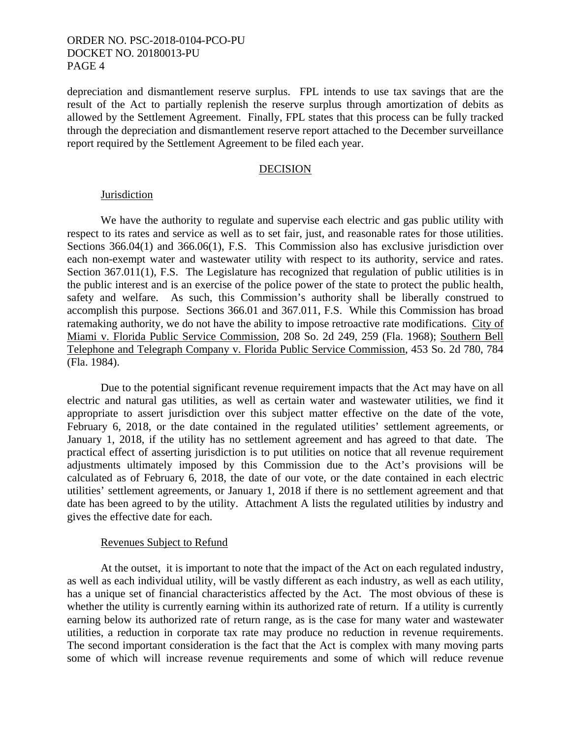depreciation and dismantlement reserve surplus. FPL intends to use tax savings that are the result of the Act to partially replenish the reserve surplus through amortization of debits as allowed by the Settlement Agreement. Finally, FPL states that this process can be fully tracked through the depreciation and dismantlement reserve report attached to the December surveillance report required by the Settlement Agreement to be filed each year.

## DECISION

### Jurisdiction

We have the authority to regulate and supervise each electric and gas public utility with respect to its rates and service as well as to set fair, just, and reasonable rates for those utilities. Sections 366.04(1) and 366.06(1), F.S. This Commission also has exclusive jurisdiction over each non-exempt water and wastewater utility with respect to its authority, service and rates. Section 367.011(1), F.S. The Legislature has recognized that regulation of public utilities is in the public interest and is an exercise of the police power of the state to protect the public health, safety and welfare. As such, this Commission's authority shall be liberally construed to accomplish this purpose. Sections 366.01 and 367.011, F.S. While this Commission has broad ratemaking authority, we do not have the ability to impose retroactive rate modifications. City of Miami v. Florida Public Service Commission, 208 So. 2d 249, 259 (Fla. 1968); Southern Bell Telephone and Telegraph Company v. Florida Public Service Commission, 453 So. 2d 780, 784 (Fla. 1984).

Due to the potential significant revenue requirement impacts that the Act may have on all electric and natural gas utilities, as well as certain water and wastewater utilities, we find it appropriate to assert jurisdiction over this subject matter effective on the date of the vote, February 6, 2018, or the date contained in the regulated utilities' settlement agreements, or January 1, 2018, if the utility has no settlement agreement and has agreed to that date. The practical effect of asserting jurisdiction is to put utilities on notice that all revenue requirement adjustments ultimately imposed by this Commission due to the Act's provisions will be calculated as of February 6, 2018, the date of our vote, or the date contained in each electric utilities' settlement agreements, or January 1, 2018 if there is no settlement agreement and that date has been agreed to by the utility. Attachment A lists the regulated utilities by industry and gives the effective date for each.

### Revenues Subject to Refund

At the outset, it is important to note that the impact of the Act on each regulated industry, as well as each individual utility, will be vastly different as each industry, as well as each utility, has a unique set of financial characteristics affected by the Act. The most obvious of these is whether the utility is currently earning within its authorized rate of return. If a utility is currently earning below its authorized rate of return range, as is the case for many water and wastewater utilities, a reduction in corporate tax rate may produce no reduction in revenue requirements. The second important consideration is the fact that the Act is complex with many moving parts some of which will increase revenue requirements and some of which will reduce revenue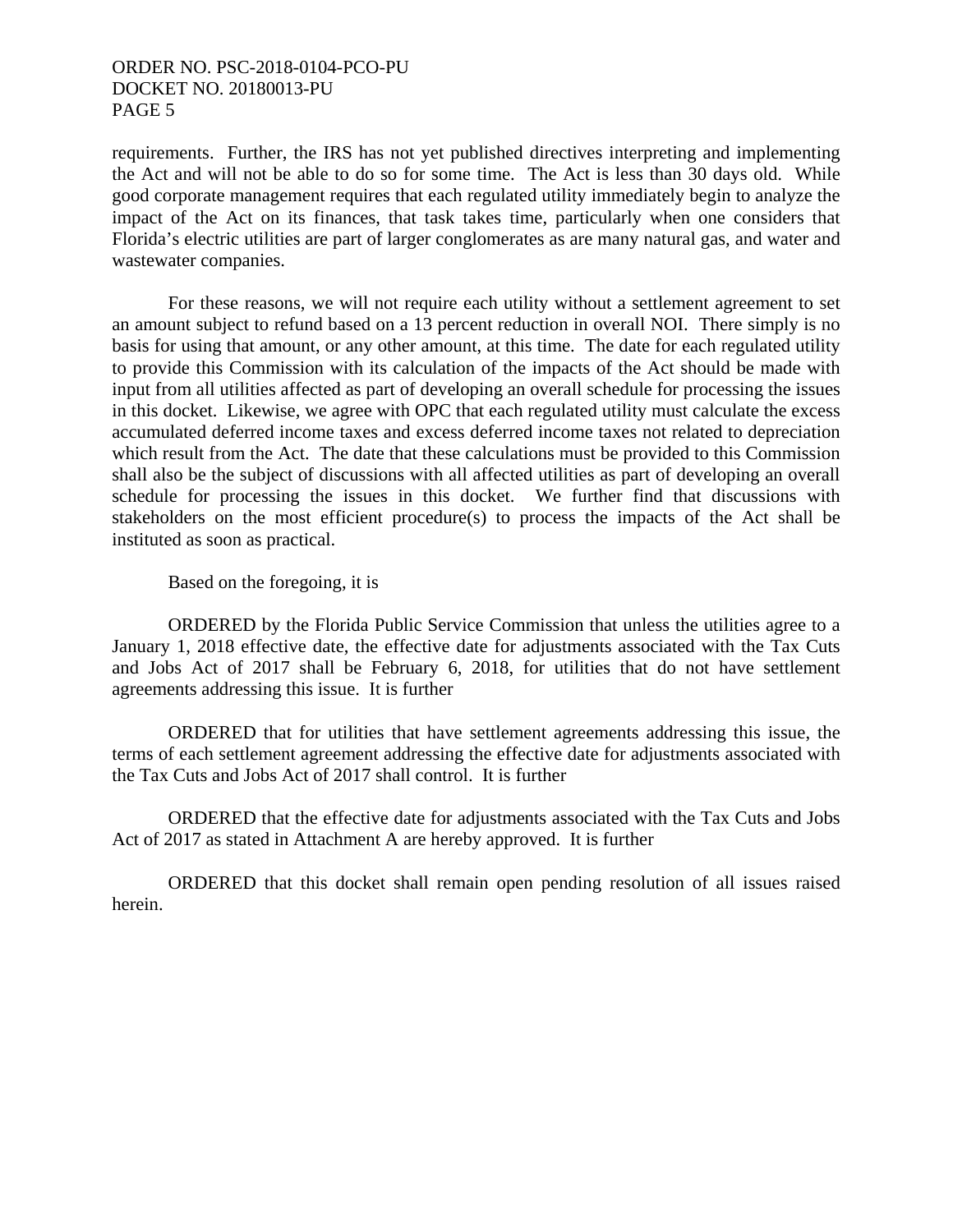requirements. Further, the IRS has not yet published directives interpreting and implementing the Act and will not be able to do so for some time. The Act is less than 30 days old. While good corporate management requires that each regulated utility immediately begin to analyze the impact of the Act on its finances, that task takes time, particularly when one considers that Florida's electric utilities are part of larger conglomerates as are many natural gas, and water and wastewater companies.

For these reasons, we will not require each utility without a settlement agreement to set an amount subject to refund based on a 13 percent reduction in overall NOI. There simply is no basis for using that amount, or any other amount, at this time. The date for each regulated utility to provide this Commission with its calculation of the impacts of the Act should be made with input from all utilities affected as part of developing an overall schedule for processing the issues in this docket. Likewise, we agree with OPC that each regulated utility must calculate the excess accumulated deferred income taxes and excess deferred income taxes not related to depreciation which result from the Act. The date that these calculations must be provided to this Commission shall also be the subject of discussions with all affected utilities as part of developing an overall schedule for processing the issues in this docket. We further find that discussions with stakeholders on the most efficient procedure(s) to process the impacts of the Act shall be instituted as soon as practical.

Based on the foregoing, it is

ORDERED by the Florida Public Service Commission that unless the utilities agree to a January 1, 2018 effective date, the effective date for adjustments associated with the Tax Cuts and Jobs Act of 2017 shall be February 6, 2018, for utilities that do not have settlement agreements addressing this issue. It is further

ORDERED that for utilities that have settlement agreements addressing this issue, the terms of each settlement agreement addressing the effective date for adjustments associated with the Tax Cuts and Jobs Act of 2017 shall control. It is further

ORDERED that the effective date for adjustments associated with the Tax Cuts and Jobs Act of 2017 as stated in Attachment A are hereby approved. It is further

ORDERED that this docket shall remain open pending resolution of all issues raised herein.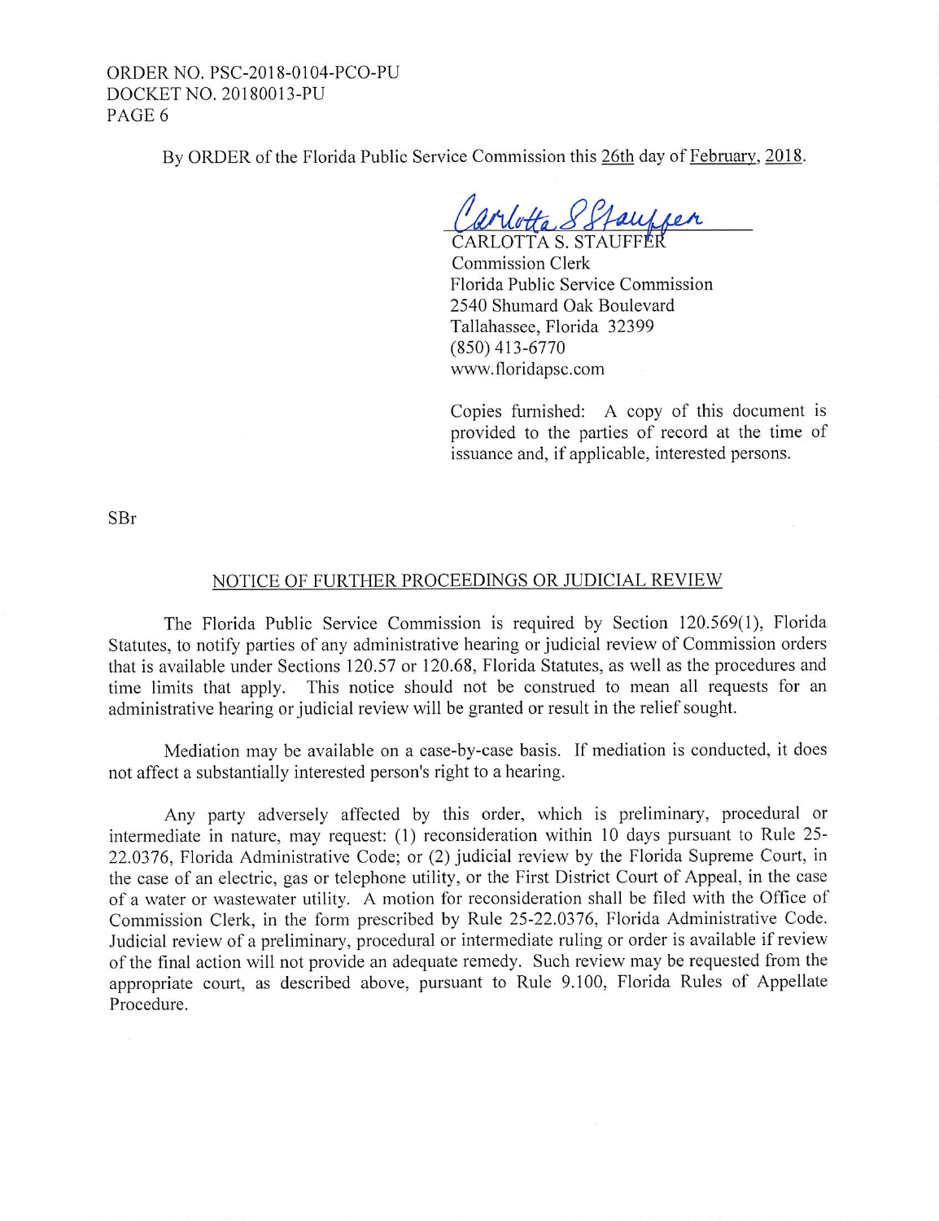By ORDER of the Florida Public Service Commission this 26th day of February, 2018.

Carlotta S Stauffer

CARLOTTA S. STAUFFER
Commission Clerk
Florida Public Service Commission
2540 Shumard Oak Boulevard
Tallahassee, Florida 32399
(850) 413-6770
www.floridapsc.com

Copies furnished: A copy of this document is provided to the parties of record at the time of issuance and, if applicable, interested persons.

SBr

## NOTICE OF FURTHER PROCEEDINGS OR JUDICIAL REVIEW

The Florida Public Service Commission is required by Section 120.569(1), Florida Statutes, to notify parties of any administrative hearing or judicial review of Commission orders that is available under Sections 120.57 or 120.68, Florida Statutes, as well as the procedures and time limits that apply. This notice should not be construed to mean all requests for an administrative hearing or judicial review will be granted or result in the relief sought.

Mediation may be available on a case-by-case basis. If mediation is conducted, it does not affect a substantially interested person's right to a hearing.

Any party adversely affected by this order, which is preliminary, procedural or intermediate in nature, may request: (1) reconsideration within 10 days pursuant to Rule 25-22.0376, Florida Administrative Code; or (2) judicial review by the Florida Supreme Court, in the case of an electric, gas or telephone utility, or the First District Court of Appeal, in the case of a water or wastewater utility. A motion for reconsideration shall be filed with the Office of Commission Clerk, in the form prescribed by Rule 25-22.0376, Florida Administrative Code. Judicial review of a preliminary, procedural or intermediate ruling or order is available if review of the final action will not provide an adequate remedy. Such review may be requested from the appropriate court, as described above, pursuant to Rule 9.100, Florida Rules of Appellate Procedure.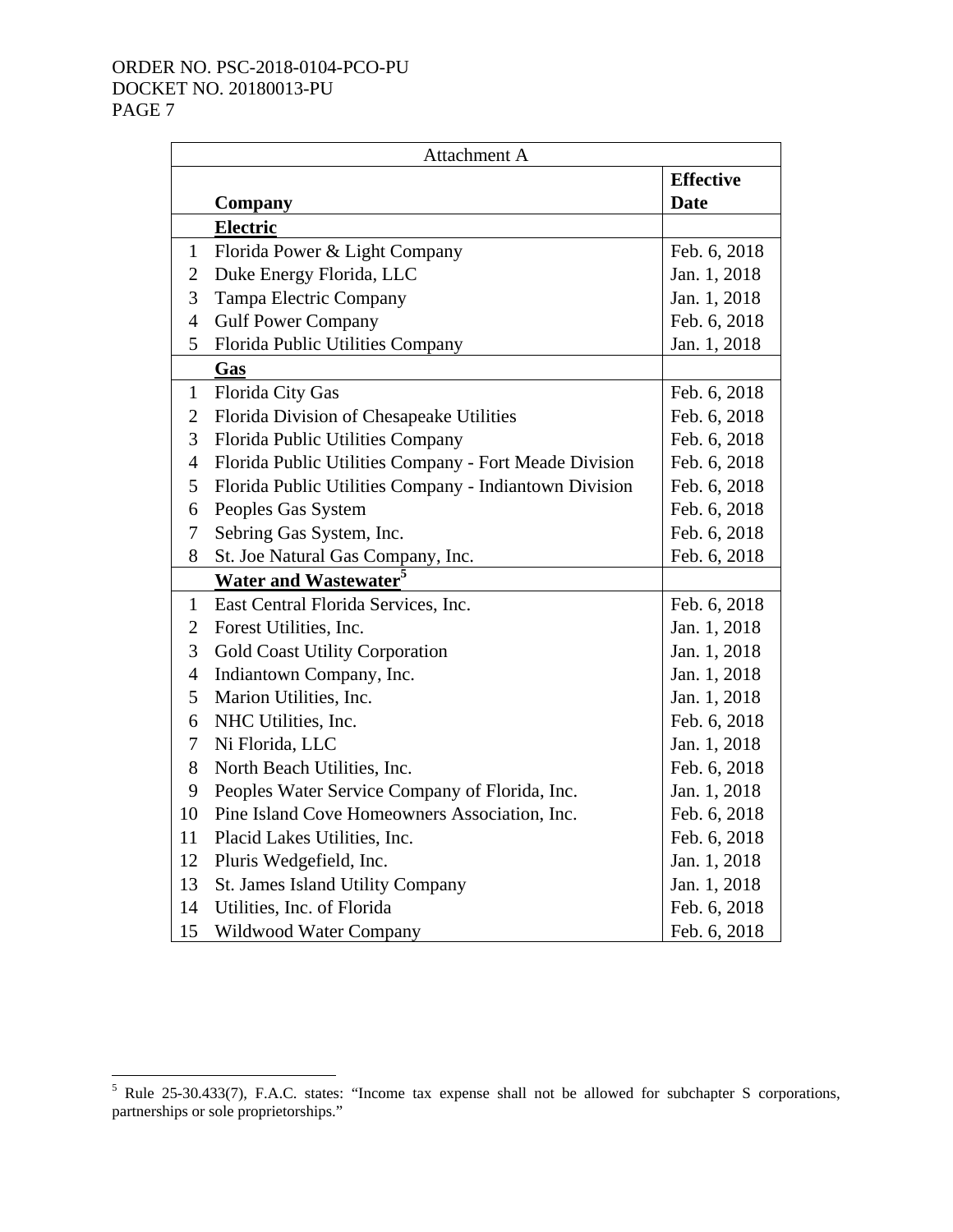| Attachment A | | |
|---|---|---|
| | **Company** | **Effective Date** |
| | **Electric** | |
| 1 | Florida Power & Light Company | Feb. 6, 2018 |
| 2 | Duke Energy Florida, LLC | Jan. 1, 2018 |
| 3 | Tampa Electric Company | Jan. 1, 2018 |
| 4 | Gulf Power Company | Feb. 6, 2018 |
| 5 | Florida Public Utilities Company | Jan. 1, 2018 |
| | **Gas** | |
| 1 | Florida City Gas | Feb. 6, 2018 |
| 2 | Florida Division of Chesapeake Utilities | Feb. 6, 2018 |
| 3 | Florida Public Utilities Company | Feb. 6, 2018 |
| 4 | Florida Public Utilities Company - Fort Meade Division | Feb. 6, 2018 |
| 5 | Florida Public Utilities Company - Indiantown Division | Feb. 6, 2018 |
| 6 | Peoples Gas System | Feb. 6, 2018 |
| 7 | Sebring Gas System, Inc. | Feb. 6, 2018 |
| 8 | St. Joe Natural Gas Company, Inc. | Feb. 6, 2018 |
| | **Water and Wastewater**[5] | |
| 1 | East Central Florida Services, Inc. | Feb. 6, 2018 |
| 2 | Forest Utilities, Inc. | Jan. 1, 2018 |
| 3 | Gold Coast Utility Corporation | Jan. 1, 2018 |
| 4 | Indiantown Company, Inc. | Jan. 1, 2018 |
| 5 | Marion Utilities, Inc. | Jan. 1, 2018 |
| 6 | NHC Utilities, Inc. | Feb. 6, 2018 |
| 7 | Ni Florida, LLC | Jan. 1, 2018 |
| 8 | North Beach Utilities, Inc. | Feb. 6, 2018 |
| 9 | Peoples Water Service Company of Florida, Inc. | Jan. 1, 2018 |
| 10 | Pine Island Cove Homeowners Association, Inc. | Feb. 6, 2018 |
| 11 | Placid Lakes Utilities, Inc. | Feb. 6, 2018 |
| 12 | Pluris Wedgefield, Inc. | Jan. 1, 2018 |
| 13 | St. James Island Utility Company | Jan. 1, 2018 |
| 14 | Utilities, Inc. of Florida | Feb. 6, 2018 |
| 15 | Wildwood Water Company | Feb. 6, 2018 |

[5] Rule 25-30.433(7), F.A.C. states: "Income tax expense shall not be allowed for subchapter S corporations, partnerships or sole proprietorships."